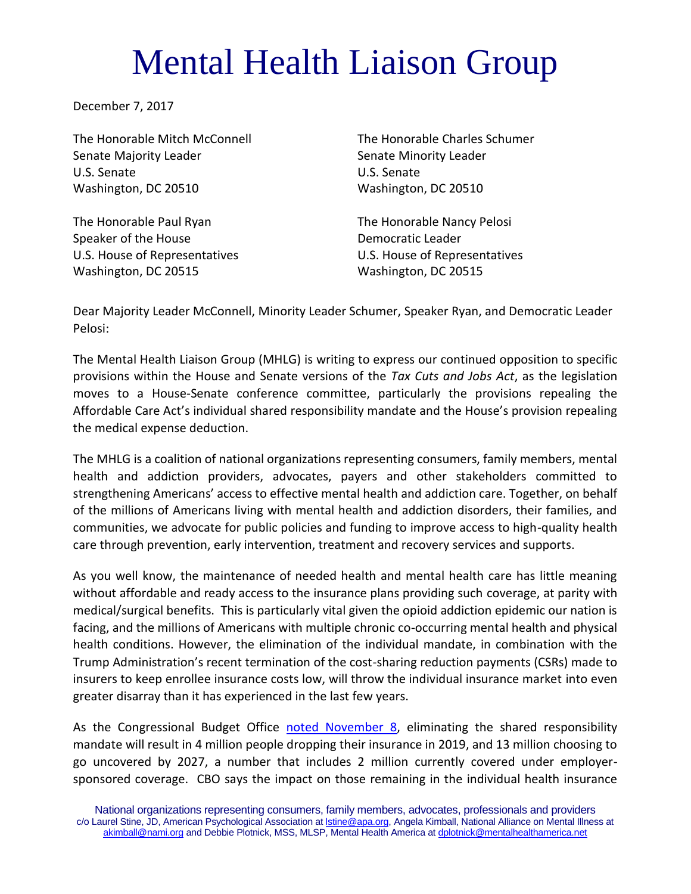# Mental Health Liaison Group

December 7, 2017

The Honorable Mitch McConnell
Senate Majority Leader
U.S. Senate
Washington, DC 20510

The Honorable Charles Schumer
Senate Minority Leader
U.S. Senate
Washington, DC 20510

The Honorable Paul Ryan
Speaker of the House
U.S. House of Representatives
Washington, DC 20515

The Honorable Nancy Pelosi
Democratic Leader
U.S. House of Representatives
Washington, DC 20515

Dear Majority Leader McConnell, Minority Leader Schumer, Speaker Ryan, and Democratic Leader Pelosi:

The Mental Health Liaison Group (MHLG) is writing to express our continued opposition to specific provisions within the House and Senate versions of the *Tax Cuts and Jobs Act*, as the legislation moves to a House-Senate conference committee, particularly the provisions repealing the Affordable Care Act's individual shared responsibility mandate and the House's provision repealing the medical expense deduction.

The MHLG is a coalition of national organizations representing consumers, family members, mental health and addiction providers, advocates, payers and other stakeholders committed to strengthening Americans' access to effective mental health and addiction care. Together, on behalf of the millions of Americans living with mental health and addiction disorders, their families, and communities, we advocate for public policies and funding to improve access to high-quality health care through prevention, early intervention, treatment and recovery services and supports.

As you well know, the maintenance of needed health and mental health care has little meaning without affordable and ready access to the insurance plans providing such coverage, at parity with medical/surgical benefits. This is particularly vital given the opioid addiction epidemic our nation is facing, and the millions of Americans with multiple chronic co-occurring mental health and physical health conditions. However, the elimination of the individual mandate, in combination with the Trump Administration's recent termination of the cost-sharing reduction payments (CSRs) made to insurers to keep enrollee insurance costs low, will throw the individual insurance market into even greater disarray than it has experienced in the last few years.

As the Congressional Budget Office noted November 8, eliminating the shared responsibility mandate will result in 4 million people dropping their insurance in 2019, and 13 million choosing to go uncovered by 2027, a number that includes 2 million currently covered under employer-sponsored coverage. CBO says the impact on those remaining in the individual health insurance

National organizations representing consumers, family members, advocates, professionals and providers
c/o Laurel Stine, JD, American Psychological Association at lstine@apa.org, Angela Kimball, National Alliance on Mental Illness at akimball@nami.org and Debbie Plotnick, MSS, MLSP, Mental Health America at dplotnick@mentalhealthamerica.net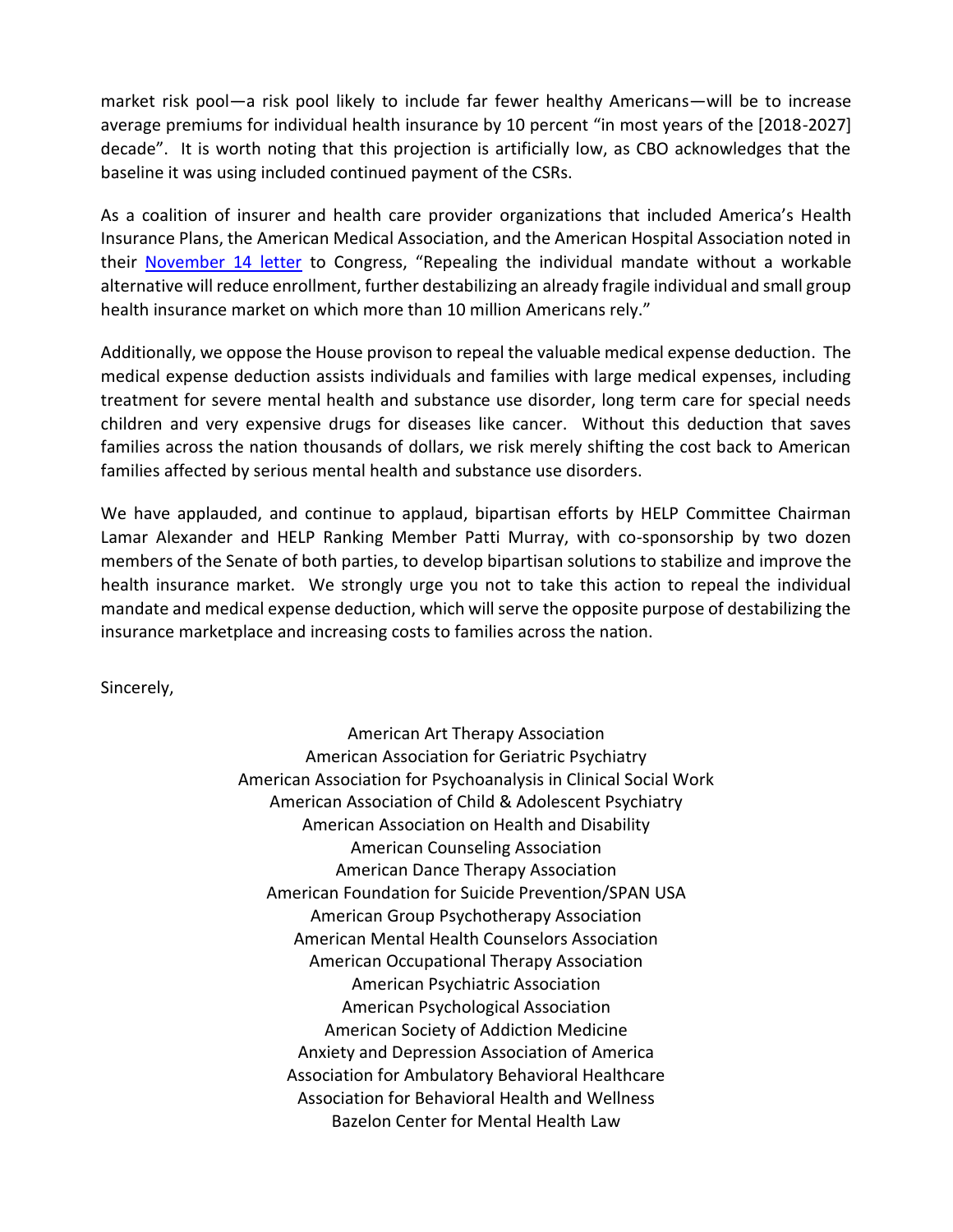market risk pool—a risk pool likely to include far fewer healthy Americans—will be to increase average premiums for individual health insurance by 10 percent "in most years of the [2018-2027] decade". It is worth noting that this projection is artificially low, as CBO acknowledges that the baseline it was using included continued payment of the CSRs.

As a coalition of insurer and health care provider organizations that included America's Health Insurance Plans, the American Medical Association, and the American Hospital Association noted in their November 14 letter to Congress, "Repealing the individual mandate without a workable alternative will reduce enrollment, further destabilizing an already fragile individual and small group health insurance market on which more than 10 million Americans rely."

Additionally, we oppose the House provison to repeal the valuable medical expense deduction. The medical expense deduction assists individuals and families with large medical expenses, including treatment for severe mental health and substance use disorder, long term care for special needs children and very expensive drugs for diseases like cancer. Without this deduction that saves families across the nation thousands of dollars, we risk merely shifting the cost back to American families affected by serious mental health and substance use disorders.

We have applauded, and continue to applaud, bipartisan efforts by HELP Committee Chairman Lamar Alexander and HELP Ranking Member Patti Murray, with co-sponsorship by two dozen members of the Senate of both parties, to develop bipartisan solutions to stabilize and improve the health insurance market. We strongly urge you not to take this action to repeal the individual mandate and medical expense deduction, which will serve the opposite purpose of destabilizing the insurance marketplace and increasing costs to families across the nation.

Sincerely,

American Art Therapy Association
American Association for Geriatric Psychiatry
American Association for Psychoanalysis in Clinical Social Work
American Association of Child & Adolescent Psychiatry
American Association on Health and Disability
American Counseling Association
American Dance Therapy Association
American Foundation for Suicide Prevention/SPAN USA
American Group Psychotherapy Association
American Mental Health Counselors Association
American Occupational Therapy Association
American Psychiatric Association
American Psychological Association
American Society of Addiction Medicine
Anxiety and Depression Association of America
Association for Ambulatory Behavioral Healthcare
Association for Behavioral Health and Wellness
Bazelon Center for Mental Health Law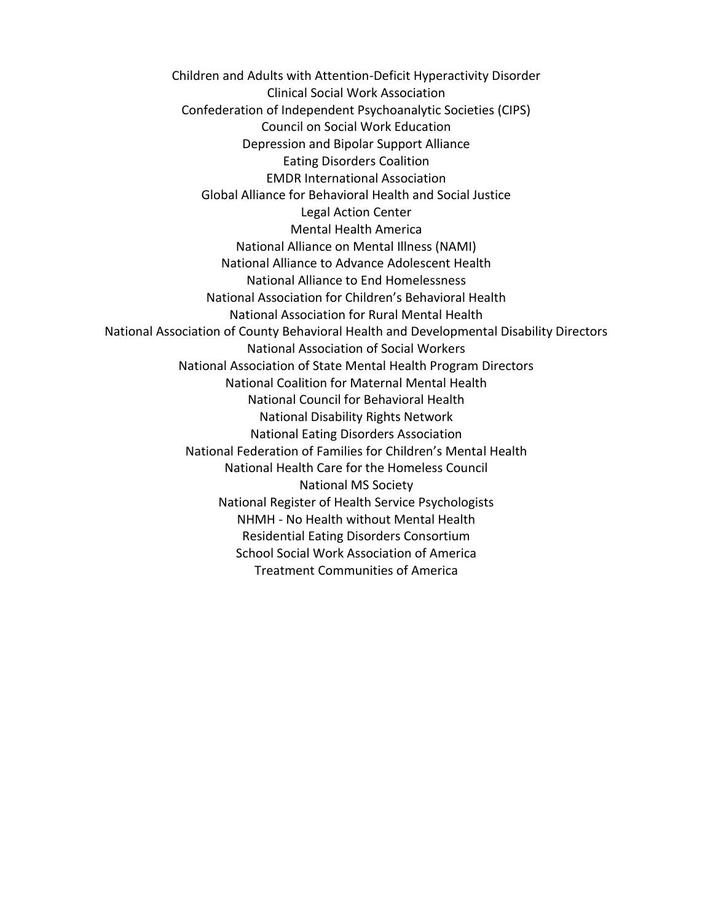Children and Adults with Attention-Deficit Hyperactivity Disorder
Clinical Social Work Association
Confederation of Independent Psychoanalytic Societies (CIPS)
Council on Social Work Education
Depression and Bipolar Support Alliance
Eating Disorders Coalition
EMDR International Association
Global Alliance for Behavioral Health and Social Justice
Legal Action Center
Mental Health America
National Alliance on Mental Illness (NAMI)
National Alliance to Advance Adolescent Health
National Alliance to End Homelessness
National Association for Children's Behavioral Health
National Association for Rural Mental Health
National Association of County Behavioral Health and Developmental Disability Directors
National Association of Social Workers
National Association of State Mental Health Program Directors
National Coalition for Maternal Mental Health
National Council for Behavioral Health
National Disability Rights Network
National Eating Disorders Association
National Federation of Families for Children's Mental Health
National Health Care for the Homeless Council
National MS Society
National Register of Health Service Psychologists
NHMH - No Health without Mental Health
Residential Eating Disorders Consortium
School Social Work Association of America
Treatment Communities of America